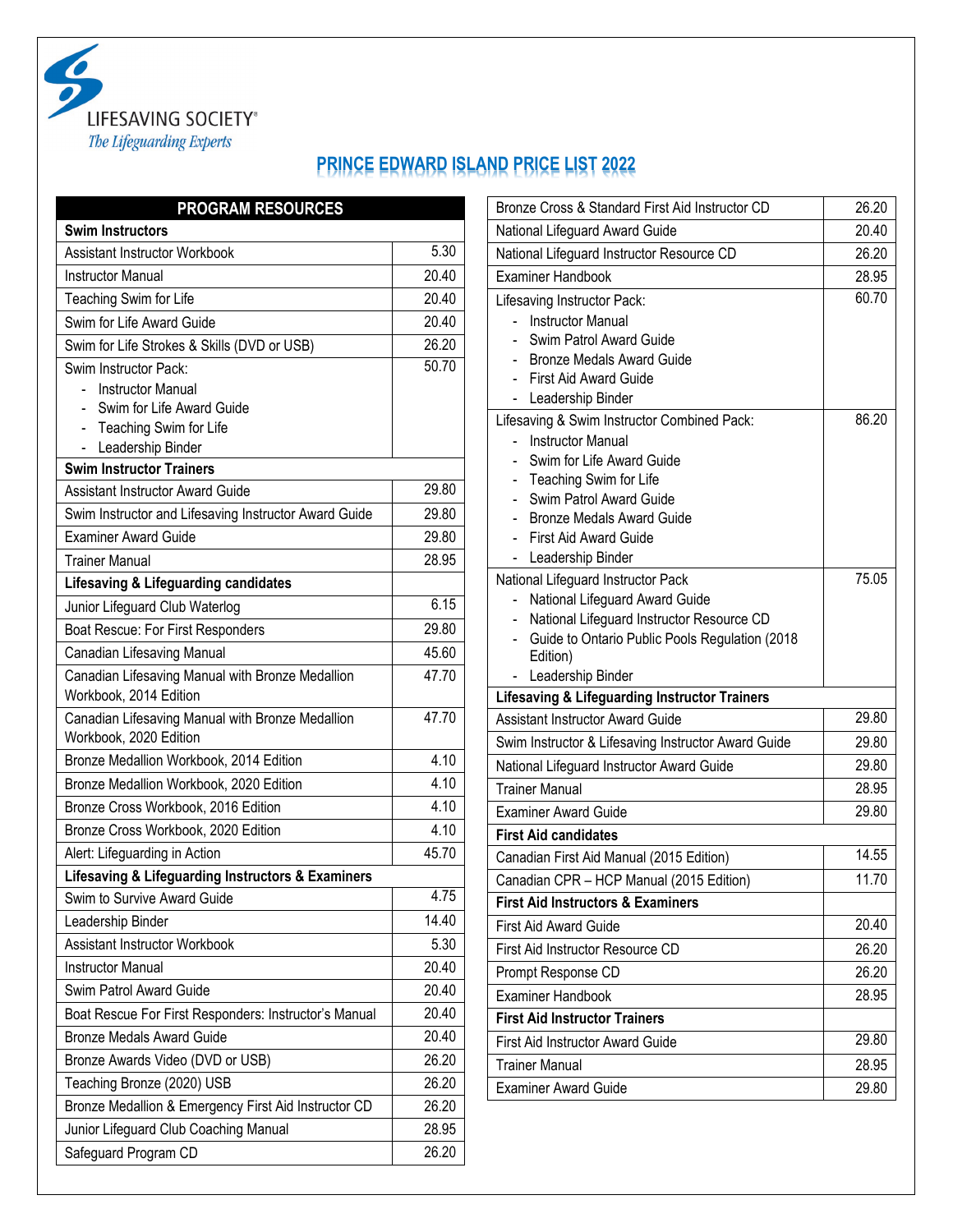LIFESAVING SOCIETY®

*The Lifeguarding Experts*

# PRINCE EDWARD ISLAND PRICE LIST 2022

| PROGRAM RESOURCES | |
|---|---|
| **Swim Instructors** | |
| Assistant Instructor Workbook | 5.30 |
| Instructor Manual | 20.40 |
| Teaching Swim for Life | 20.40 |
| Swim for Life Award Guide | 20.40 |
| Swim for Life Strokes & Skills (DVD or USB) | 26.20 |
| Swim Instructor Pack: <br> - Instructor Manual <br> - Swim for Life Award Guide <br> - Teaching Swim for Life <br> - Leadership Binder | 50.70 |
| **Swim Instructor Trainers** | |
| Assistant Instructor Award Guide | 29.80 |
| Swim Instructor and Lifesaving Instructor Award Guide | 29.80 |
| Examiner Award Guide | 29.80 |
| Trainer Manual | 28.95 |
| **Lifesaving & Lifeguarding candidates** | |
| Junior Lifeguard Club Waterlog | 6.15 |
| Boat Rescue: For First Responders | 29.80 |
| Canadian Lifesaving Manual | 45.60 |
| Canadian Lifesaving Manual with Bronze Medallion Workbook, 2014 Edition | 47.70 |
| Canadian Lifesaving Manual with Bronze Medallion Workbook, 2020 Edition | 47.70 |
| Bronze Medallion Workbook, 2014 Edition | 4.10 |
| Bronze Medallion Workbook, 2020 Edition | 4.10 |
| Bronze Cross Workbook, 2016 Edition | 4.10 |
| Bronze Cross Workbook, 2020 Edition | 4.10 |
| Alert: Lifeguarding in Action | 45.70 |
| **Lifesaving & Lifeguarding Instructors & Examiners** | |
| Swim to Survive Award Guide | 4.75 |
| Leadership Binder | 14.40 |
| Assistant Instructor Workbook | 5.30 |
| Instructor Manual | 20.40 |
| Swim Patrol Award Guide | 20.40 |
| Boat Rescue For First Responders: Instructor's Manual | 20.40 |
| Bronze Medals Award Guide | 20.40 |
| Bronze Awards Video (DVD or USB) | 26.20 |
| Teaching Bronze (2020) USB | 26.20 |
| Bronze Medallion & Emergency First Aid Instructor CD | 26.20 |
| Junior Lifeguard Club Coaching Manual | 28.95 |
| Safeguard Program CD | 26.20 |
| Bronze Cross & Standard First Aid Instructor CD | 26.20 |
| National Lifeguard Award Guide | 20.40 |
| National Lifeguard Instructor Resource CD | 26.20 |
| Examiner Handbook | 28.95 |
| Lifesaving Instructor Pack: <br> - Instructor Manual <br> - Swim Patrol Award Guide <br> - Bronze Medals Award Guide <br> - First Aid Award Guide <br> - Leadership Binder | 60.70 |
| Lifesaving & Swim Instructor Combined Pack: <br> - Instructor Manual <br> - Swim for Life Award Guide <br> - Teaching Swim for Life <br> - Swim Patrol Award Guide <br> - Bronze Medals Award Guide <br> - First Aid Award Guide <br> - Leadership Binder | 86.20 |
| National Lifeguard Instructor Pack <br> - National Lifeguard Award Guide <br> - National Lifeguard Instructor Resource CD <br> - Guide to Ontario Public Pools Regulation (2018 Edition) <br> - Leadership Binder | 75.05 |
| **Lifesaving & Lifeguarding Instructor Trainers** | |
| Assistant Instructor Award Guide | 29.80 |
| Swim Instructor & Lifesaving Instructor Award Guide | 29.80 |
| National Lifeguard Instructor Award Guide | 29.80 |
| Trainer Manual | 28.95 |
| Examiner Award Guide | 29.80 |
| **First Aid candidates** | |
| Canadian First Aid Manual (2015 Edition) | 14.55 |
| Canadian CPR – HCP Manual (2015 Edition) | 11.70 |
| **First Aid Instructors & Examiners** | |
| First Aid Award Guide | 20.40 |
| First Aid Instructor Resource CD | 26.20 |
| Prompt Response CD | 26.20 |
| Examiner Handbook | 28.95 |
| **First Aid Instructor Trainers** | |
| First Aid Instructor Award Guide | 29.80 |
| Trainer Manual | 28.95 |
| Examiner Award Guide | 29.80 |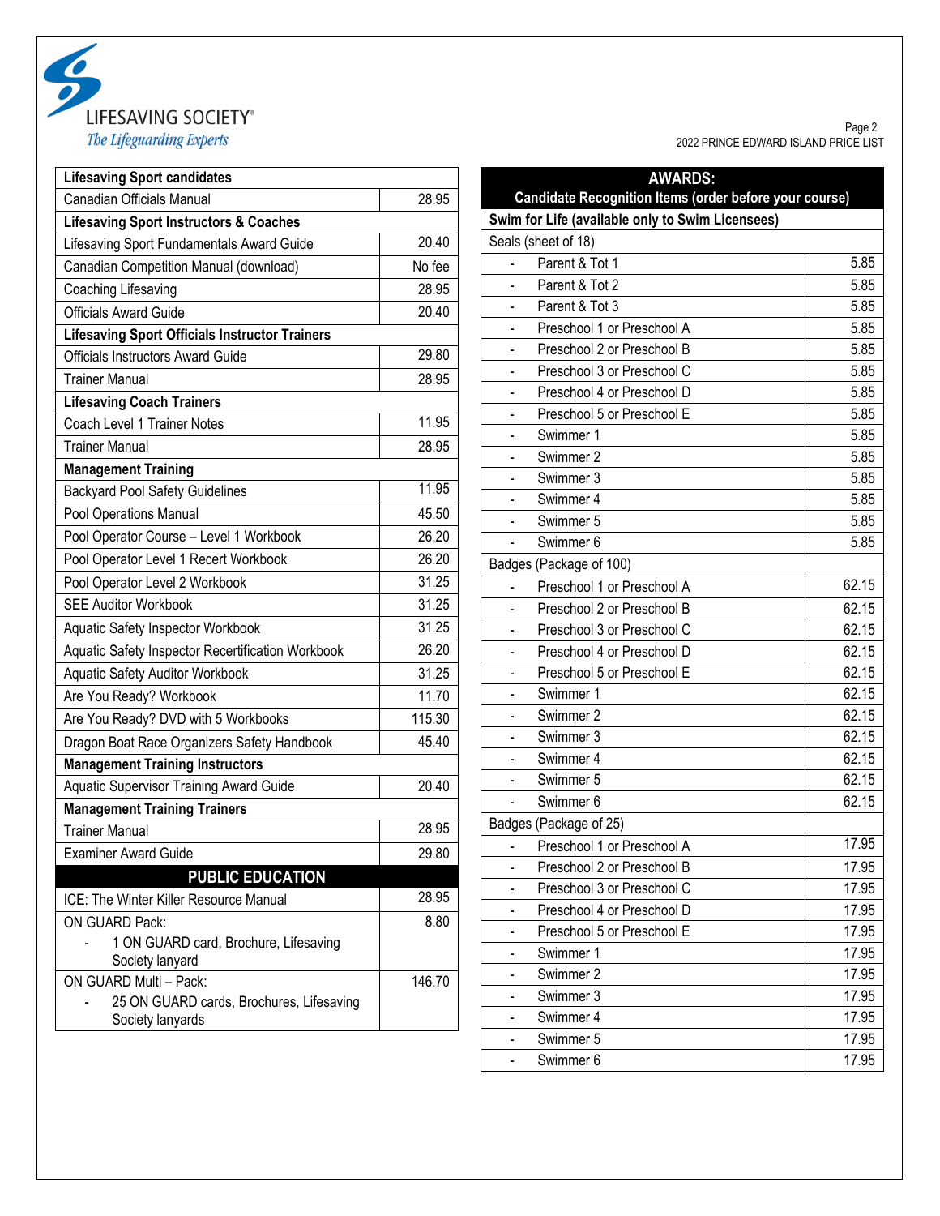| Lifesaving Sport candidates | |
|---|---|
| Canadian Officials Manual | 28.95 |
| **Lifesaving Sport Instructors & Coaches** | |
| Lifesaving Sport Fundamentals Award Guide | 20.40 |
| Canadian Competition Manual (download) | No fee |
| Coaching Lifesaving | 28.95 |
| Officials Award Guide | 20.40 |
| **Lifesaving Sport Officials Instructor Trainers** | |
| Officials Instructors Award Guide | 29.80 |
| Trainer Manual | 28.95 |
| **Lifesaving Coach Trainers** | |
| Coach Level 1 Trainer Notes | 11.95 |
| Trainer Manual | 28.95 |
| **Management Training** | |
| Backyard Pool Safety Guidelines | 11.95 |
| Pool Operations Manual | 45.50 |
| Pool Operator Course – Level 1 Workbook | 26.20 |
| Pool Operator Level 1 Recert Workbook | 26.20 |
| Pool Operator Level 2 Workbook | 31.25 |
| SEE Auditor Workbook | 31.25 |
| Aquatic Safety Inspector Workbook | 31.25 |
| Aquatic Safety Inspector Recertification Workbook | 26.20 |
| Aquatic Safety Auditor Workbook | 31.25 |
| Are You Ready? Workbook | 11.70 |
| Are You Ready? DVD with 5 Workbooks | 115.30 |
| Dragon Boat Race Organizers Safety Handbook | 45.40 |
| **Management Training Instructors** | |
| Aquatic Supervisor Training Award Guide | 20.40 |
| **Management Training Trainers** | |
| Trainer Manual | 28.95 |
| Examiner Award Guide | 29.80 |

| PUBLIC EDUCATION | |
|---|---|
| ICE: The Winter Killer Resource Manual | 28.95 |
| ON GUARD Pack:<br>- 1 ON GUARD card, Brochure, Lifesaving Society lanyard | 8.80 |
| ON GUARD Multi – Pack:<br>- 25 ON GUARD cards, Brochures, Lifesaving Society lanyards | 146.70 |

| AWARDS: Candidate Recognition Items (order before your course) | |
|---|---|
| **Swim for Life (available only to Swim Licensees)** | |
| Seals (sheet of 18) | |
| - Parent & Tot 1 | 5.85 |
| - Parent & Tot 2 | 5.85 |
| - Parent & Tot 3 | 5.85 |
| - Preschool 1 or Preschool A | 5.85 |
| - Preschool 2 or Preschool B | 5.85 |
| - Preschool 3 or Preschool C | 5.85 |
| - Preschool 4 or Preschool D | 5.85 |
| - Preschool 5 or Preschool E | 5.85 |
| - Swimmer 1 | 5.85 |
| - Swimmer 2 | 5.85 |
| - Swimmer 3 | 5.85 |
| - Swimmer 4 | 5.85 |
| - Swimmer 5 | 5.85 |
| - Swimmer 6 | 5.85 |
| Badges (Package of 100) | |
| - Preschool 1 or Preschool A | 62.15 |
| - Preschool 2 or Preschool B | 62.15 |
| - Preschool 3 or Preschool C | 62.15 |
| - Preschool 4 or Preschool D | 62.15 |
| - Preschool 5 or Preschool E | 62.15 |
| - Swimmer 1 | 62.15 |
| - Swimmer 2 | 62.15 |
| - Swimmer 3 | 62.15 |
| - Swimmer 4 | 62.15 |
| - Swimmer 5 | 62.15 |
| - Swimmer 6 | 62.15 |
| Badges (Package of 25) | |
| - Preschool 1 or Preschool A | 17.95 |
| - Preschool 2 or Preschool B | 17.95 |
| - Preschool 3 or Preschool C | 17.95 |
| - Preschool 4 or Preschool D | 17.95 |
| - Preschool 5 or Preschool E | 17.95 |
| - Swimmer 1 | 17.95 |
| - Swimmer 2 | 17.95 |
| - Swimmer 3 | 17.95 |
| - Swimmer 4 | 17.95 |
| - Swimmer 5 | 17.95 |
| - Swimmer 6 | 17.95 |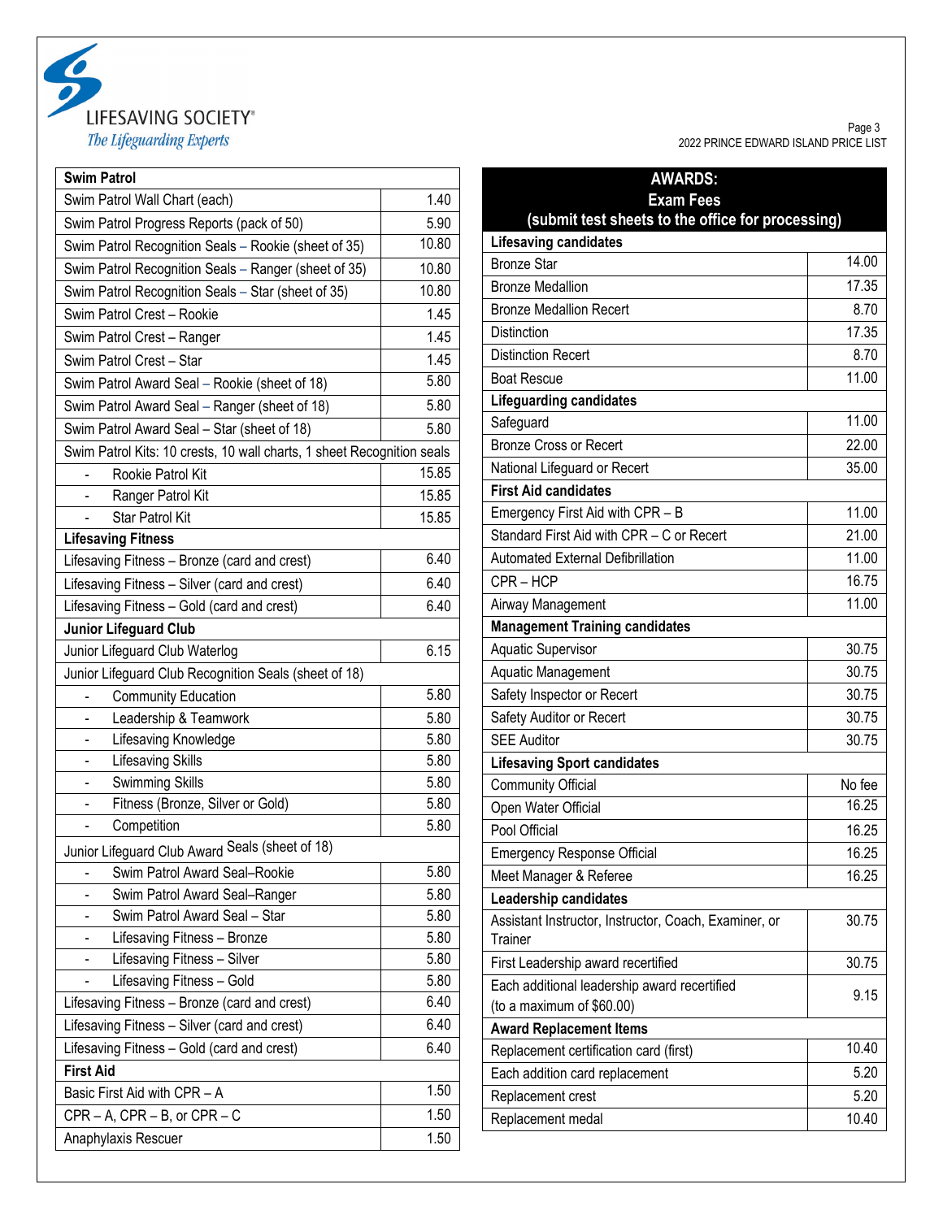| Swim Patrol | |
|---|---|
| Swim Patrol Wall Chart (each) | 1.40 |
| Swim Patrol Progress Reports (pack of 50) | 5.90 |
| Swim Patrol Recognition Seals – Rookie (sheet of 35) | 10.80 |
| Swim Patrol Recognition Seals – Ranger (sheet of 35) | 10.80 |
| Swim Patrol Recognition Seals – Star (sheet of 35) | 10.80 |
| Swim Patrol Crest – Rookie | 1.45 |
| Swim Patrol Crest – Ranger | 1.45 |
| Swim Patrol Crest – Star | 1.45 |
| Swim Patrol Award Seal – Rookie (sheet of 18) | 5.80 |
| Swim Patrol Award Seal – Ranger (sheet of 18) | 5.80 |
| Swim Patrol Award Seal – Star (sheet of 18) | 5.80 |
| Swim Patrol Kits: 10 crests, 10 wall charts, 1 sheet Recognition seals | |
| - Rookie Patrol Kit | 15.85 |
| - Ranger Patrol Kit | 15.85 |
| - Star Patrol Kit | 15.85 |
| **Lifesaving Fitness** | |
| Lifesaving Fitness – Bronze (card and crest) | 6.40 |
| Lifesaving Fitness – Silver (card and crest) | 6.40 |
| Lifesaving Fitness – Gold (card and crest) | 6.40 |
| **Junior Lifeguard Club** | |
| Junior Lifeguard Club Waterlog | 6.15 |
| Junior Lifeguard Club Recognition Seals (sheet of 18) | |
| - Community Education | 5.80 |
| - Leadership & Teamwork | 5.80 |
| - Lifesaving Knowledge | 5.80 |
| - Lifesaving Skills | 5.80 |
| - Swimming Skills | 5.80 |
| - Fitness (Bronze, Silver or Gold) | 5.80 |
| - Competition | 5.80 |
| Junior Lifeguard Club Award Seals (sheet of 18) | |
| - Swim Patrol Award Seal–Rookie | 5.80 |
| - Swim Patrol Award Seal–Ranger | 5.80 |
| - Swim Patrol Award Seal – Star | 5.80 |
| - Lifesaving Fitness – Bronze | 5.80 |
| - Lifesaving Fitness – Silver | 5.80 |
| - Lifesaving Fitness – Gold | 5.80 |
| Lifesaving Fitness – Bronze (card and crest) | 6.40 |
| Lifesaving Fitness – Silver (card and crest) | 6.40 |
| Lifesaving Fitness – Gold (card and crest) | 6.40 |
| **First Aid** | |
| Basic First Aid with CPR – A | 1.50 |
| CPR – A, CPR – B, or CPR – C | 1.50 |
| Anaphylaxis Rescuer | 1.50 |

| AWARDS: Exam Fees (submit test sheets to the office for processing) | |
|---|---|
| **Lifesaving candidates** | |
| Bronze Star | 14.00 |
| Bronze Medallion | 17.35 |
| Bronze Medallion Recert | 8.70 |
| Distinction | 17.35 |
| Distinction Recert | 8.70 |
| Boat Rescue | 11.00 |
| **Lifeguarding candidates** | |
| Safeguard | 11.00 |
| Bronze Cross or Recert | 22.00 |
| National Lifeguard or Recert | 35.00 |
| **First Aid candidates** | |
| Emergency First Aid with CPR – B | 11.00 |
| Standard First Aid with CPR – C or Recert | 21.00 |
| Automated External Defibrillation | 11.00 |
| CPR – HCP | 16.75 |
| Airway Management | 11.00 |
| **Management Training candidates** | |
| Aquatic Supervisor | 30.75 |
| Aquatic Management | 30.75 |
| Safety Inspector or Recert | 30.75 |
| Safety Auditor or Recert | 30.75 |
| SEE Auditor | 30.75 |
| **Lifesaving Sport candidates** | |
| Community Official | No fee |
| Open Water Official | 16.25 |
| Pool Official | 16.25 |
| Emergency Response Official | 16.25 |
| Meet Manager & Referee | 16.25 |
| **Leadership candidates** | |
| Assistant Instructor, Instructor, Coach, Examiner, or Trainer | 30.75 |
| First Leadership award recertified | 30.75 |
| Each additional leadership award recertified (to a maximum of $60.00) | 9.15 |
| **Award Replacement Items** | |
| Replacement certification card (first) | 10.40 |
| Each addition card replacement | 5.20 |
| Replacement crest | 5.20 |
| Replacement medal | 10.40 |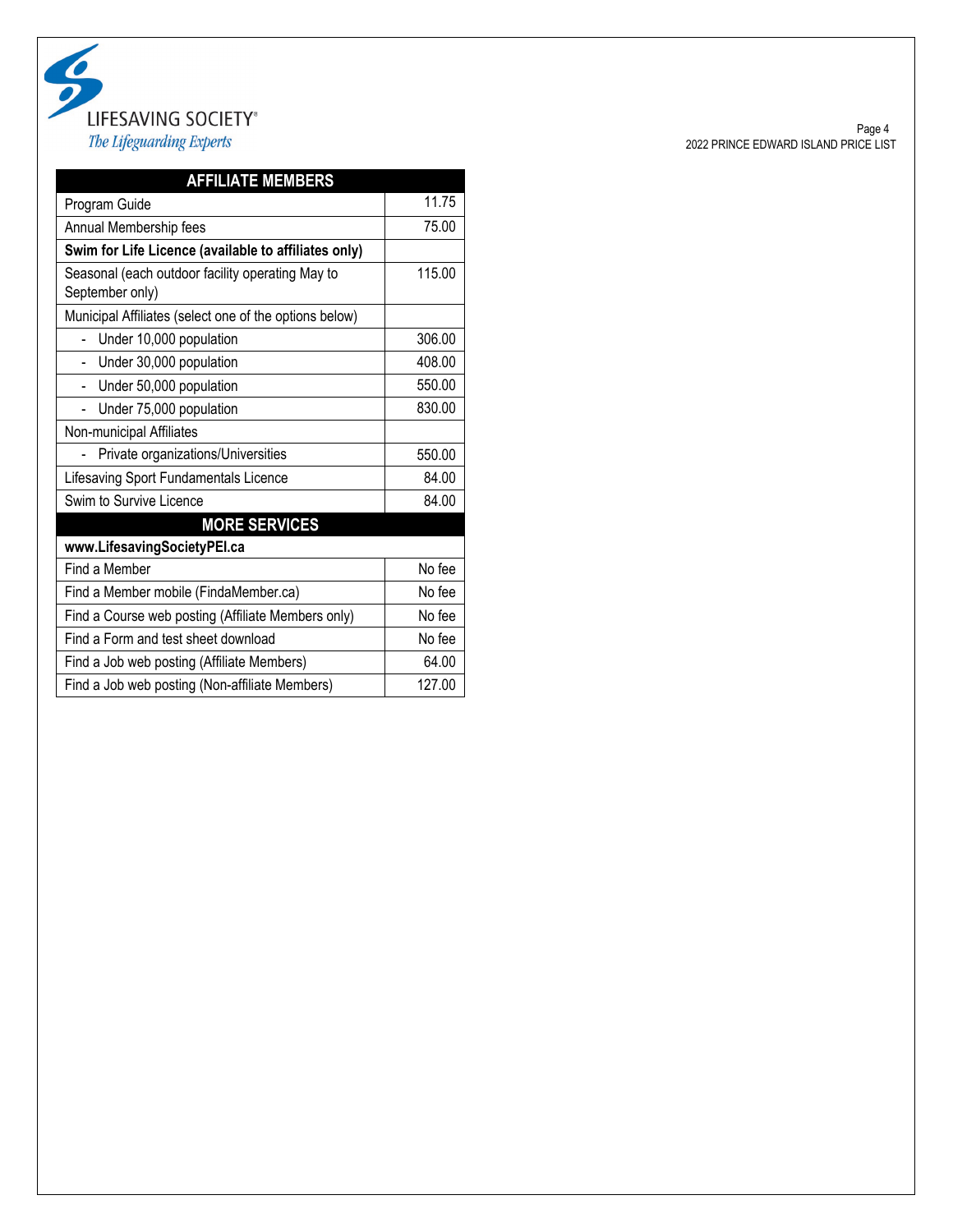| AFFILIATE MEMBERS | |
|---|---|
| Program Guide | 11.75 |
| Annual Membership fees | 75.00 |
| **Swim for Life Licence (available to affiliates only)** | |
| Seasonal (each outdoor facility operating May to September only) | 115.00 |
| Municipal Affiliates (select one of the options below) | |
| - Under 10,000 population | 306.00 |
| - Under 30,000 population | 408.00 |
| - Under 50,000 population | 550.00 |
| - Under 75,000 population | 830.00 |
| Non-municipal Affiliates | |
| - Private organizations/Universities | 550.00 |
| Lifesaving Sport Fundamentals Licence | 84.00 |
| Swim to Survive Licence | 84.00 |
| **MORE SERVICES** | |
| **www.LifesavingSocietyPEI.ca** | |
| Find a Member | No fee |
| Find a Member mobile (FindaMember.ca) | No fee |
| Find a Course web posting (Affiliate Members only) | No fee |
| Find a Form and test sheet download | No fee |
| Find a Job web posting (Affiliate Members) | 64.00 |
| Find a Job web posting (Non-affiliate Members) | 127.00 |